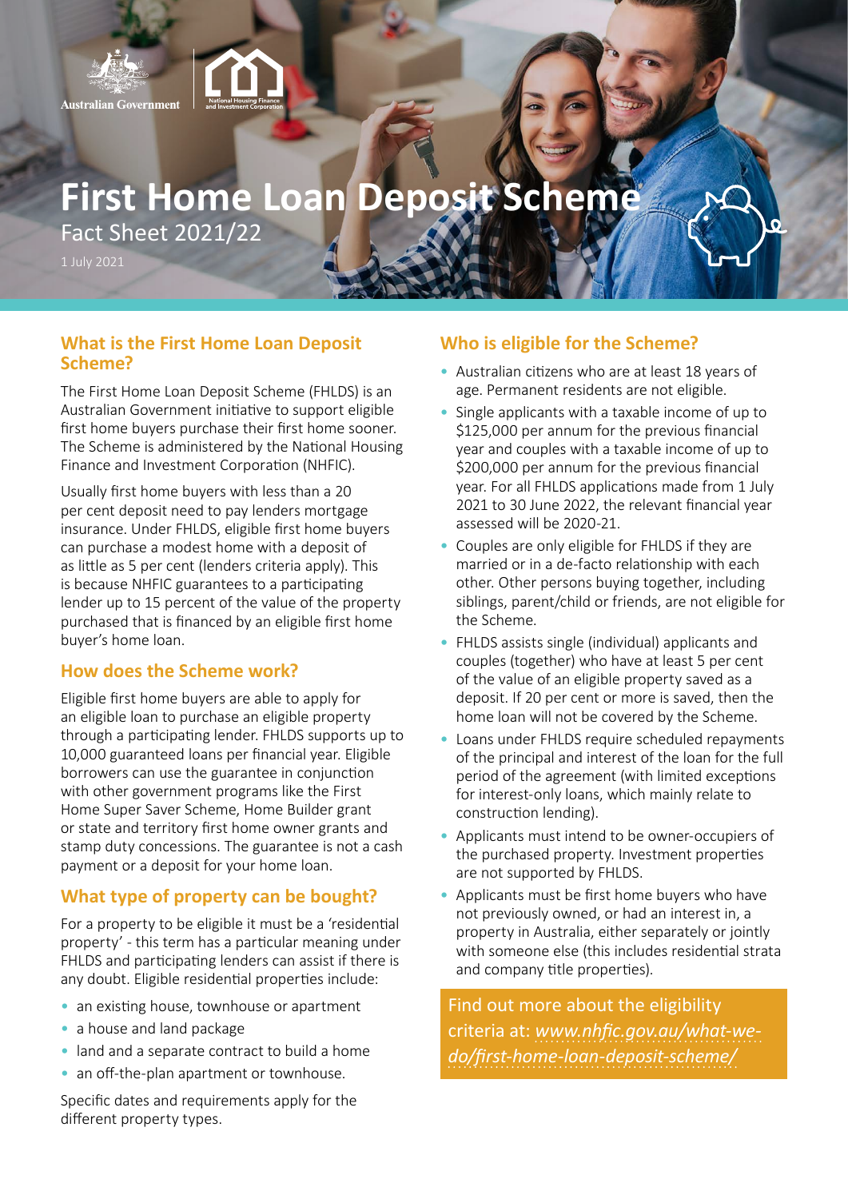Australian Government

National Housing Finance and Investment Corporation

# First Home Loan Deposit Scheme

Fact Sheet 2021/22

1 July 2021

## What is the First Home Loan Deposit Scheme?

The First Home Loan Deposit Scheme (FHLDS) is an Australian Government initiative to support eligible first home buyers purchase their first home sooner. The Scheme is administered by the National Housing Finance and Investment Corporation (NHFIC).

Usually first home buyers with less than a 20 per cent deposit need to pay lenders mortgage insurance. Under FHLDS, eligible first home buyers can purchase a modest home with a deposit of as little as 5 per cent (lenders criteria apply). This is because NHFIC guarantees to a participating lender up to 15 percent of the value of the property purchased that is financed by an eligible first home buyer's home loan.

## How does the Scheme work?

Eligible first home buyers are able to apply for an eligible loan to purchase an eligible property through a participating lender. FHLDS supports up to 10,000 guaranteed loans per financial year. Eligible borrowers can use the guarantee in conjunction with other government programs like the First Home Super Saver Scheme, Home Builder grant or state and territory first home owner grants and stamp duty concessions. The guarantee is not a cash payment or a deposit for your home loan.

## What type of property can be bought?

For a property to be eligible it must be a 'residential property' - this term has a particular meaning under FHLDS and participating lenders can assist if there is any doubt. Eligible residential properties include:

- an existing house, townhouse or apartment
- a house and land package
- land and a separate contract to build a home
- an off-the-plan apartment or townhouse.

Specific dates and requirements apply for the different property types.

## Who is eligible for the Scheme?

- Australian citizens who are at least 18 years of age. Permanent residents are not eligible.
- Single applicants with a taxable income of up to \$125,000 per annum for the previous financial year and couples with a taxable income of up to \$200,000 per annum for the previous financial year. For all FHLDS applications made from 1 July 2021 to 30 June 2022, the relevant financial year assessed will be 2020-21.
- Couples are only eligible for FHLDS if they are married or in a de-facto relationship with each other. Other persons buying together, including siblings, parent/child or friends, are not eligible for the Scheme.
- FHLDS assists single (individual) applicants and couples (together) who have at least 5 per cent of the value of an eligible property saved as a deposit. If 20 per cent or more is saved, then the home loan will not be covered by the Scheme.
- Loans under FHLDS require scheduled repayments of the principal and interest of the loan for the full period of the agreement (with limited exceptions for interest-only loans, which mainly relate to construction lending).
- Applicants must intend to be owner-occupiers of the purchased property. Investment properties are not supported by FHLDS.
- Applicants must be first home buyers who have not previously owned, or had an interest in, a property in Australia, either separately or jointly with someone else (this includes residential strata and company title properties).

Find out more about the eligibility criteria at: *www.nhfic.gov.au/what-we-do/first-home-loan-deposit-scheme/*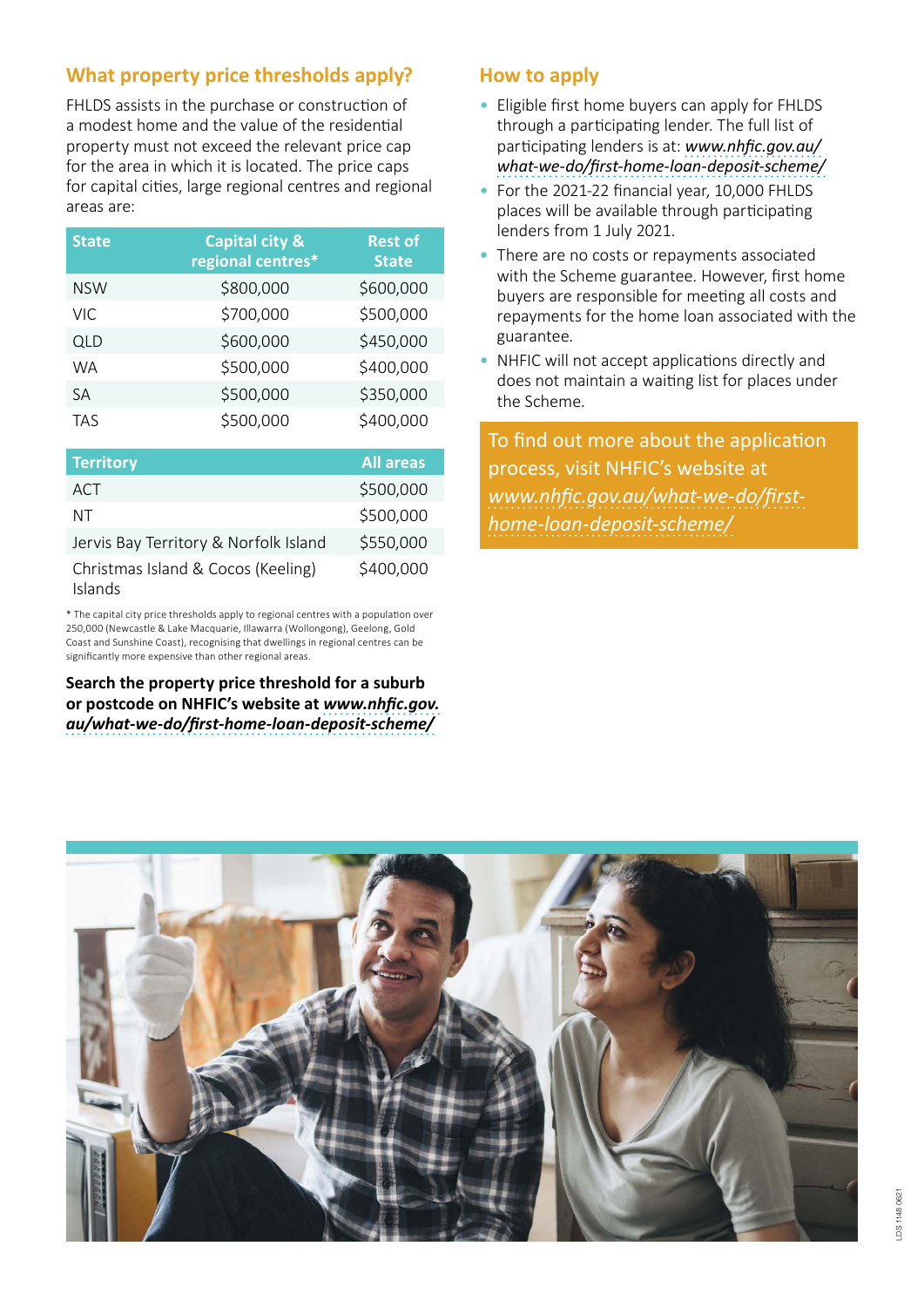## What property price thresholds apply?

FHLDS assists in the purchase or construction of a modest home and the value of the residential property must not exceed the relevant price cap for the area in which it is located. The price caps for capital cities, large regional centres and regional areas are:

| State | Capital city & regional centres* | Rest of State |
|---|---|---|
| NSW | $800,000 | $600,000 |
| VIC | $700,000 | $500,000 |
| QLD | $600,000 | $450,000 |
| WA | $500,000 | $400,000 |
| SA | $500,000 | $350,000 |
| TAS | $500,000 | $400,000 |

| Territory | All areas |
|---|---|
| ACT | $500,000 |
| NT | $500,000 |
| Jervis Bay Territory & Norfolk Island | $550,000 |
| Christmas Island & Cocos (Keeling) Islands | $400,000 |

* The capital city price thresholds apply to regional centres with a population over 250,000 (Newcastle & Lake Macquarie, Illawarra (Wollongong), Geelong, Gold Coast and Sunshine Coast), recognising that dwellings in regional centres can be significantly more expensive than other regional areas.

**Search the property price threshold for a suburb or postcode on NHFIC's website at *www.nhfic.gov.au/what-we-do/first-home-loan-deposit-scheme/***

## How to apply

- Eligible first home buyers can apply for FHLDS through a participating lender. The full list of participating lenders is at: *www.nhfic.gov.au/what-we-do/first-home-loan-deposit-scheme/*
- For the 2021-22 financial year, 10,000 FHLDS places will be available through participating lenders from 1 July 2021.
- There are no costs or repayments associated with the Scheme guarantee. However, first home buyers are responsible for meeting all costs and repayments for the home loan associated with the guarantee.
- NHFIC will not accept applications directly and does not maintain a waiting list for places under the Scheme.

To find out more about the application process, visit NHFIC's website at *www.nhfic.gov.au/what-we-do/first-home-loan-deposit-scheme/*